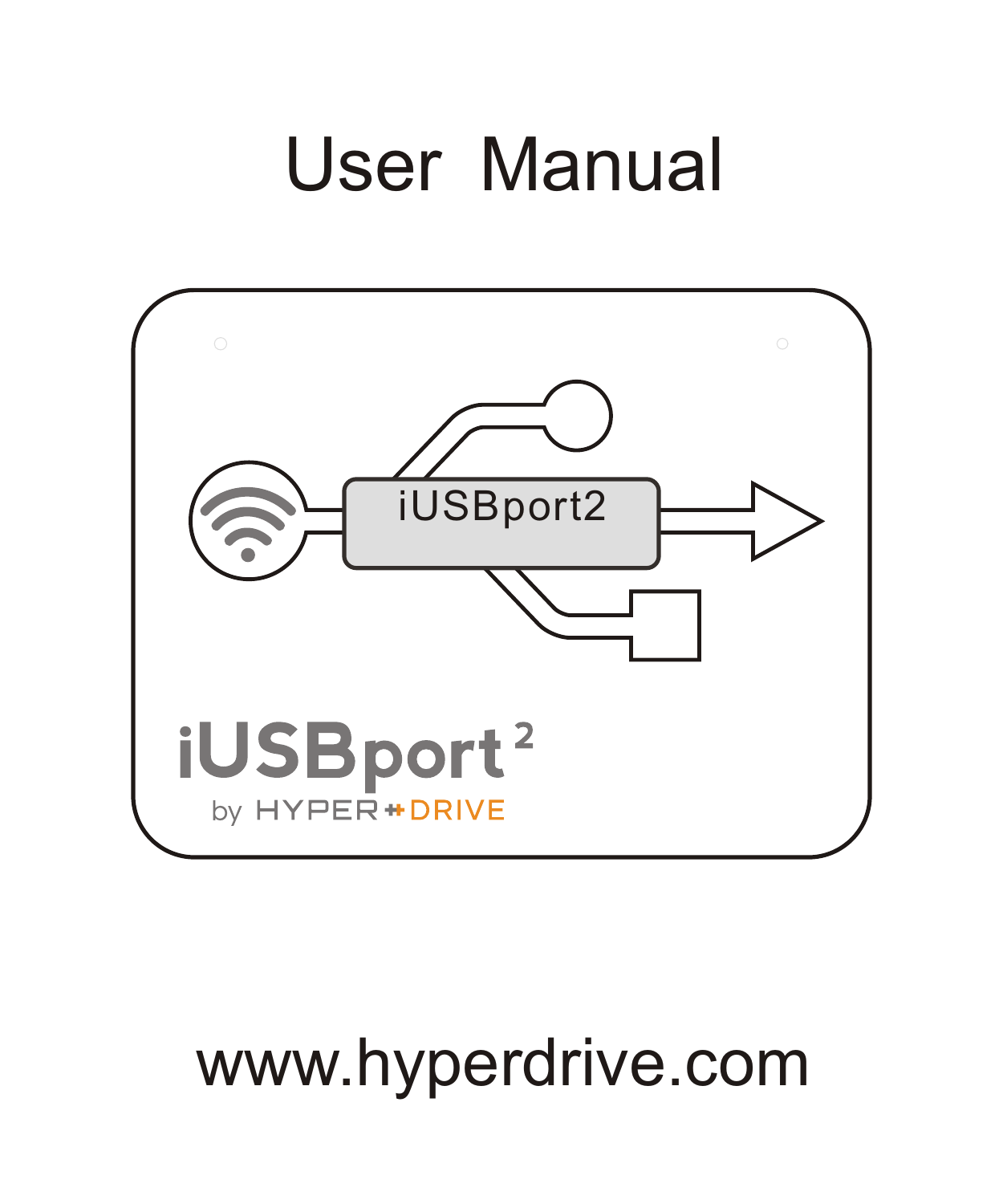# User Manual

iUSBport2

iUSBport²

by HYPER DRIVE

www.hyperdrive.com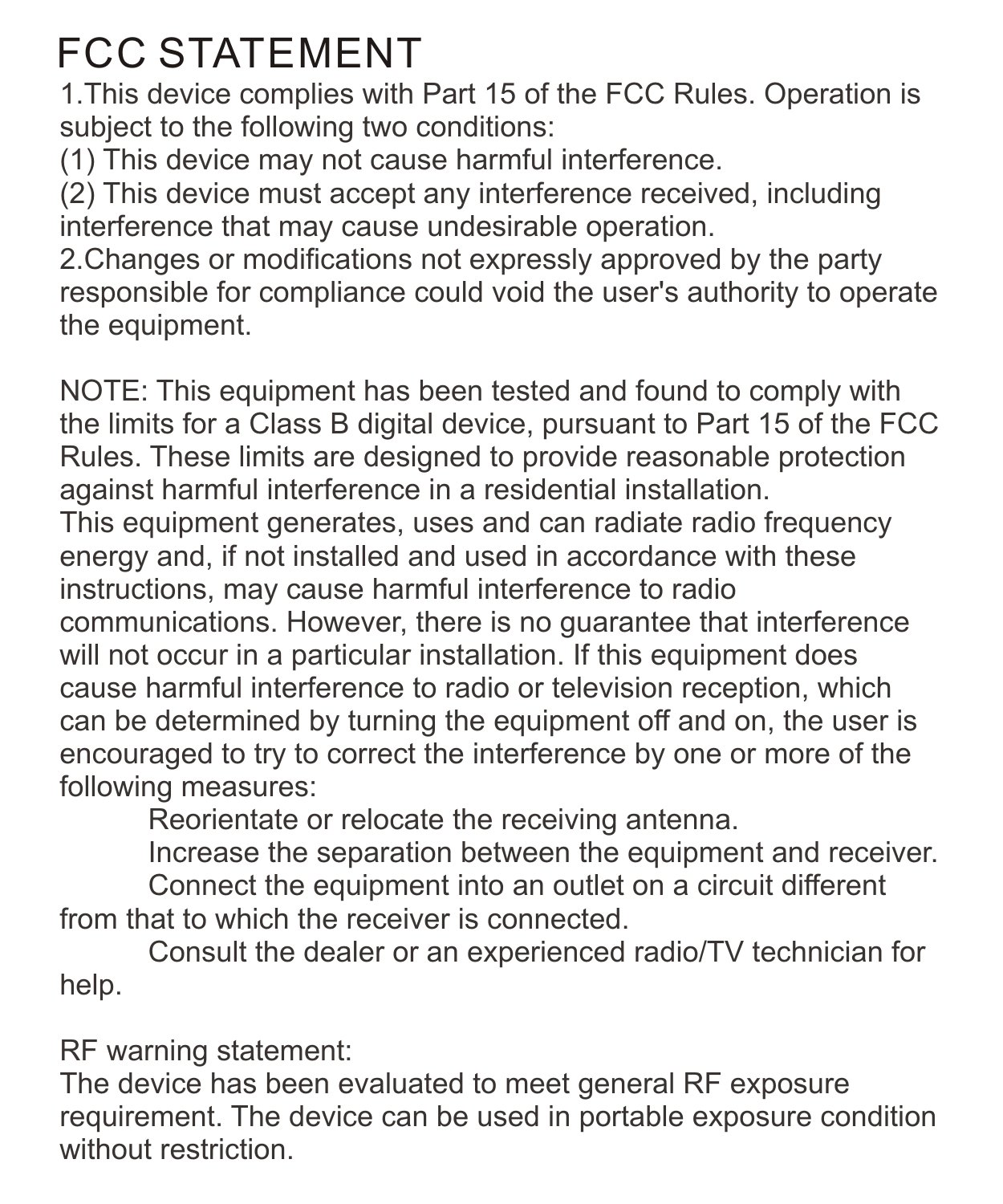# FCC STATEMENT

1.This device complies with Part 15 of the FCC Rules. Operation is subject to the following two conditions:
(1) This device may not cause harmful interference.
(2) This device must accept any interference received, including interference that may cause undesirable operation.
2.Changes or modifications not expressly approved by the party responsible for compliance could void the user's authority to operate the equipment.

NOTE: This equipment has been tested and found to comply with the limits for a Class B digital device, pursuant to Part 15 of the FCC Rules. These limits are designed to provide reasonable protection against harmful interference in a residential installation.
This equipment generates, uses and can radiate radio frequency energy and, if not installed and used in accordance with these instructions, may cause harmful interference to radio communications. However, there is no guarantee that interference will not occur in a particular installation. If this equipment does cause harmful interference to radio or television reception, which can be determined by turning the equipment off and on, the user is encouraged to try to correct the interference by one or more of the following measures:

Reorientate or relocate the receiving antenna.

Increase the separation between the equipment and receiver.

Connect the equipment into an outlet on a circuit different from that to which the receiver is connected.

Consult the dealer or an experienced radio/TV technician for help.

RF warning statement:
The device has been evaluated to meet general RF exposure requirement. The device can be used in portable exposure condition without restriction.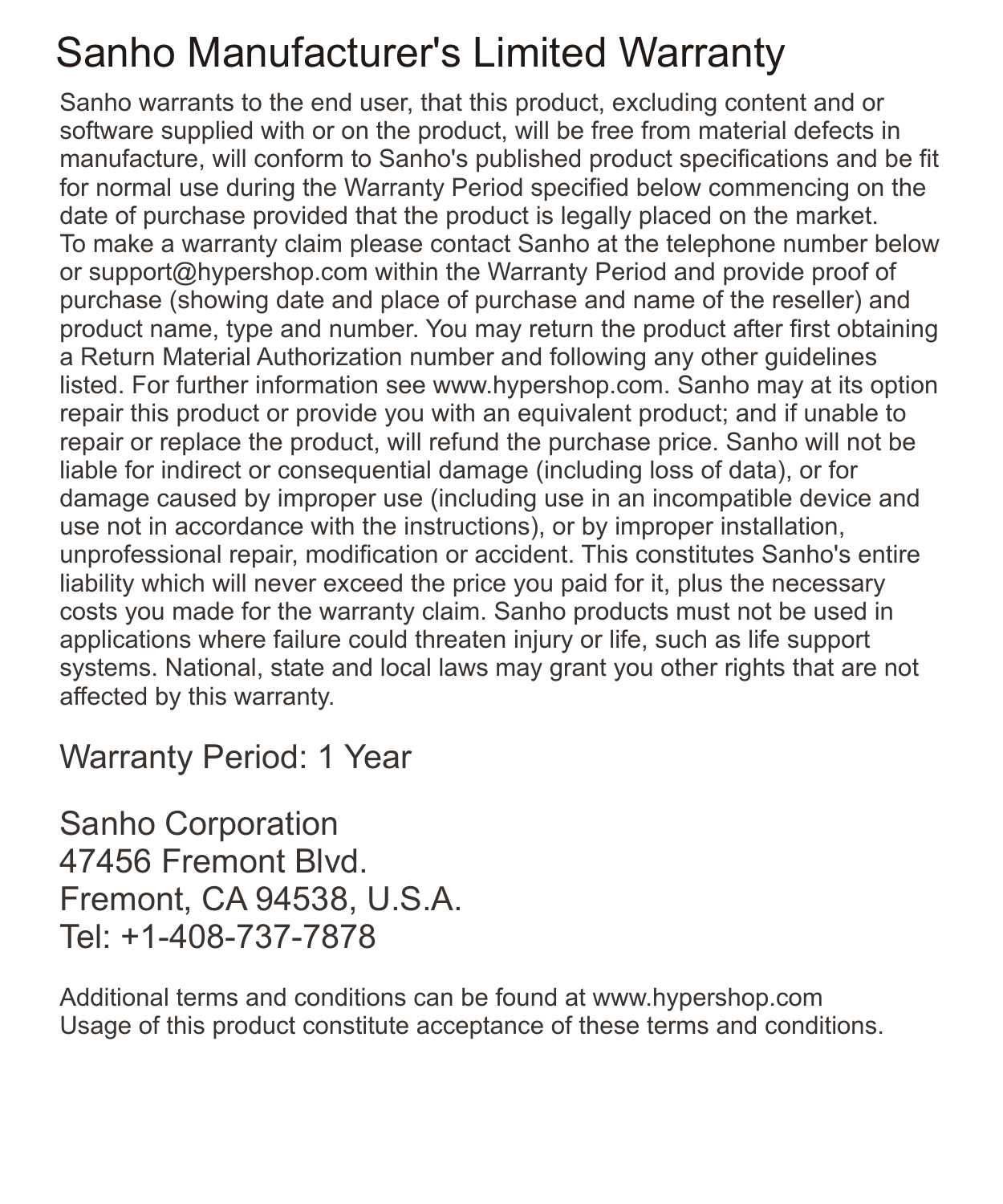# Sanho Manufacturer's Limited Warranty

Sanho warrants to the end user, that this product, excluding content and or software supplied with or on the product, will be free from material defects in manufacture, will conform to Sanho's published product specifications and be fit for normal use during the Warranty Period specified below commencing on the date of purchase provided that the product is legally placed on the market.
To make a warranty claim please contact Sanho at the telephone number below or support@hypershop.com within the Warranty Period and provide proof of purchase (showing date and place of purchase and name of the reseller) and product name, type and number. You may return the product after first obtaining a Return Material Authorization number and following any other guidelines listed. For further information see www.hypershop.com. Sanho may at its option repair this product or provide you with an equivalent product; and if unable to repair or replace the product, will refund the purchase price. Sanho will not be liable for indirect or consequential damage (including loss of data), or for damage caused by improper use (including use in an incompatible device and use not in accordance with the instructions), or by improper installation, unprofessional repair, modification or accident. This constitutes Sanho's entire liability which will never exceed the price you paid for it, plus the necessary costs you made for the warranty claim. Sanho products must not be used in applications where failure could threaten injury or life, such as life support systems. National, state and local laws may grant you other rights that are not affected by this warranty.

Warranty Period: 1 Year

Sanho Corporation
47456 Fremont Blvd.
Fremont, CA 94538, U.S.A.
Tel: +1-408-737-7878

Additional terms and conditions can be found at www.hypershop.com
Usage of this product constitute acceptance of these terms and conditions.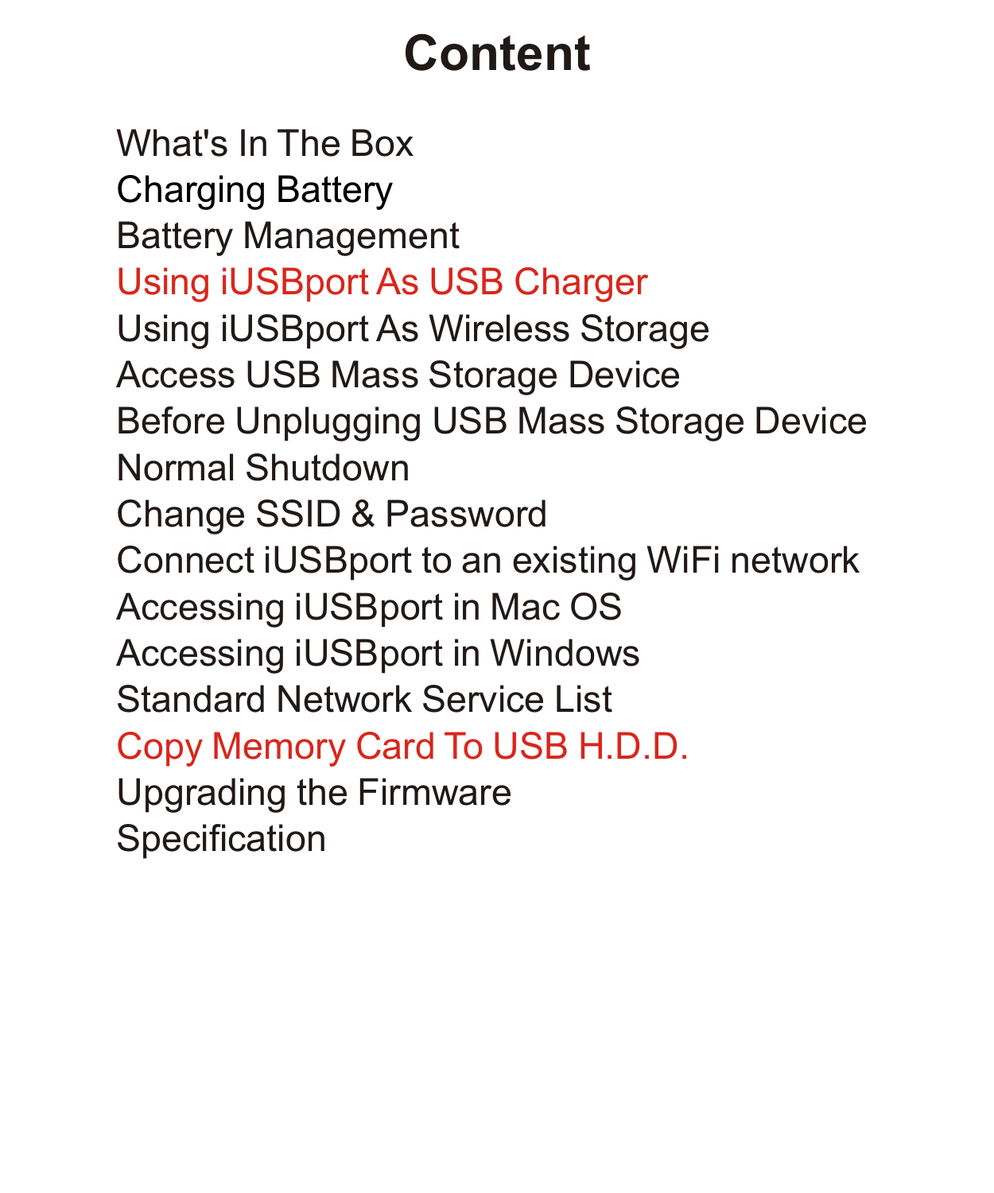# Content

- What's In The Box
- Charging Battery
- Battery Management
- Using iUSBport As USB Charger
- Using iUSBport As Wireless Storage
- Access USB Mass Storage Device
- Before Unplugging USB Mass Storage Device
- Normal Shutdown
- Change SSID & Password
- Connect iUSBport to an existing WiFi network
- Accessing iUSBport in Mac OS
- Accessing iUSBport in Windows
- Standard Network Service List
- Copy Memory Card To USB H.D.D.
- Upgrading the Firmware
- Specification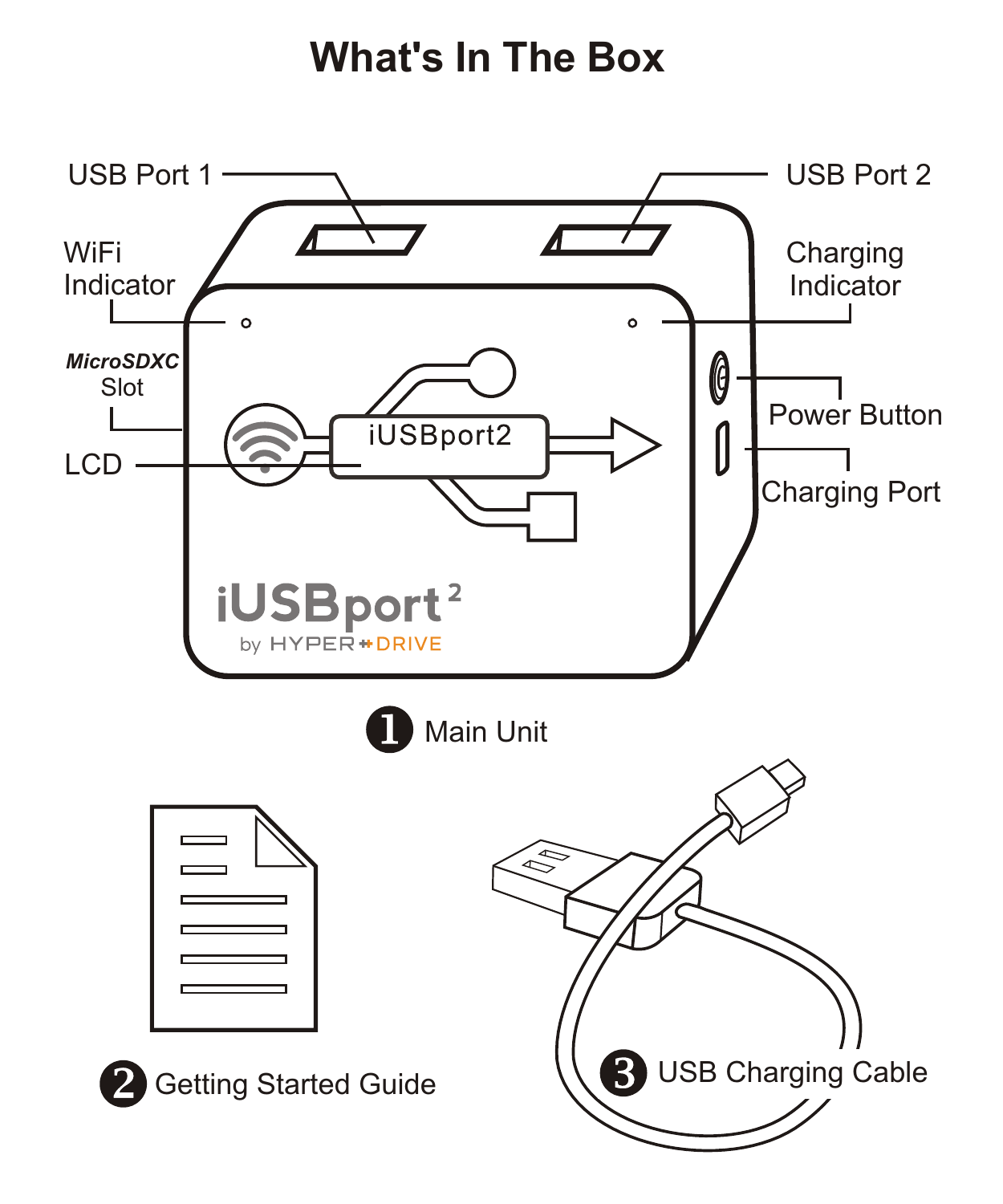# What's In The Box

USB Port 1

USB Port 2

WiFi Indicator

Charging Indicator

*MicroSDXC* Slot

Power Button

LCD

Charging Port

iUSBport2

iUSBport 2
by HYPER DRIVE

1 Main Unit

2 Getting Started Guide

3 USB Charging Cable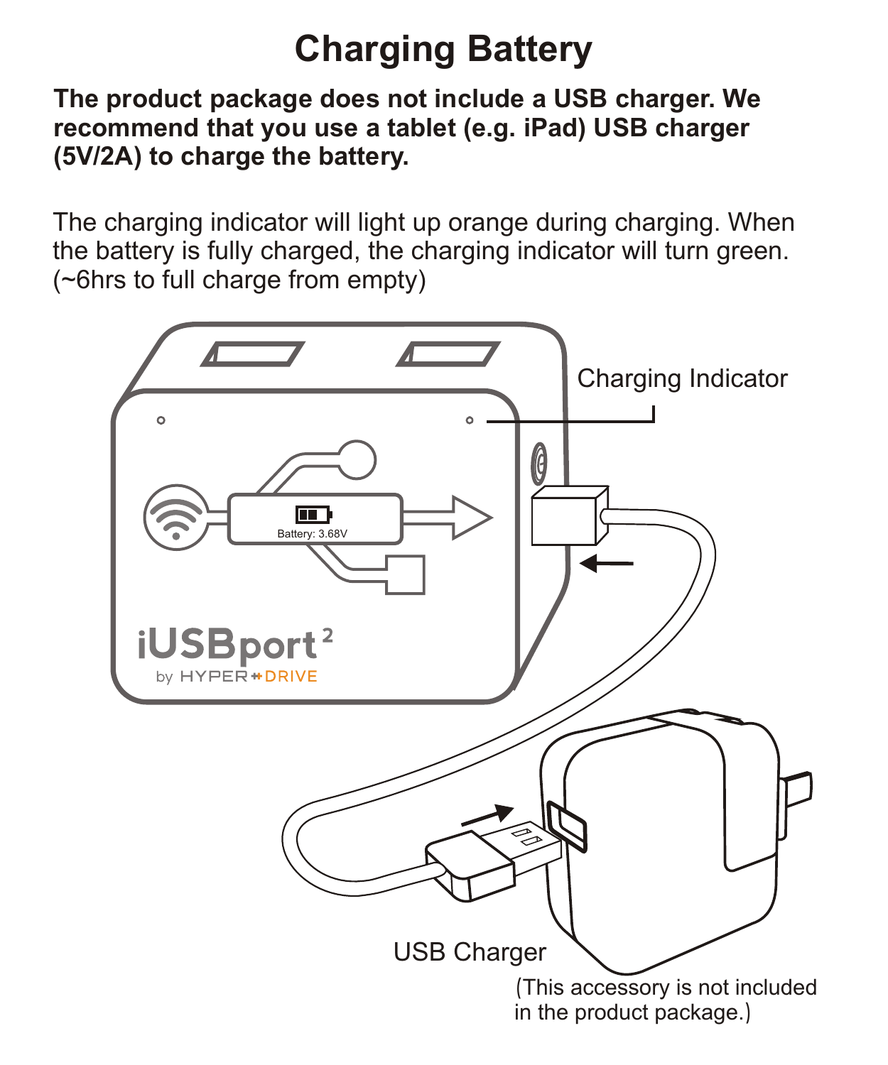# Charging Battery

**The product package does not include a USB charger. We recommend that you use a tablet (e.g. iPad) USB charger (5V/2A) to charge the battery.**

The charging indicator will light up orange during charging. When the battery is fully charged, the charging indicator will turn green. (~6hrs to full charge from empty)

Charging Indicator

Battery: 3.68V

iUSBport 2

by HYPER DRIVE

USB Charger

(This accessory is not included in the product package.)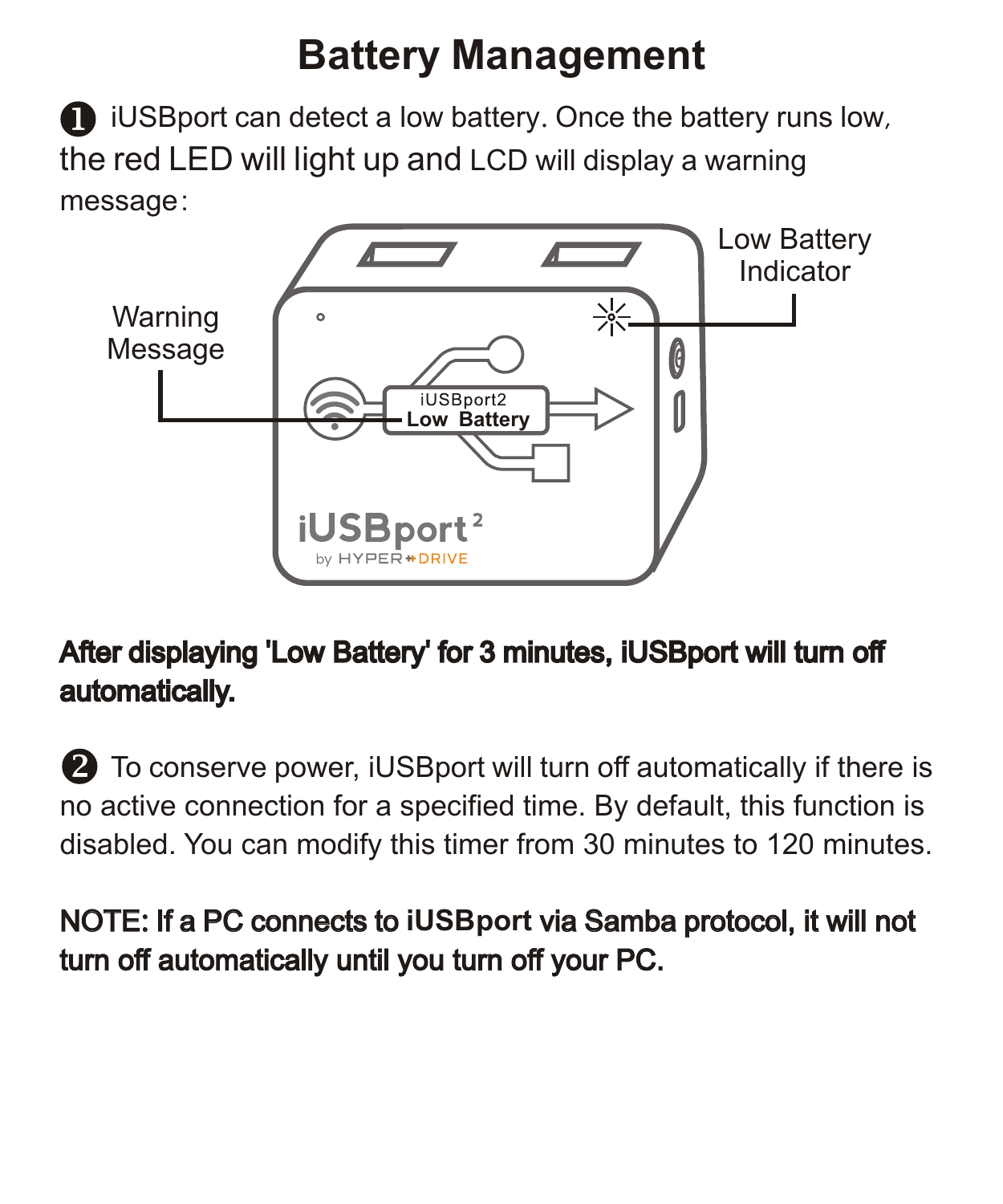# Battery Management

❶ iUSBport can detect a low battery. Once the battery runs low, the red LED will light up and LCD will display a warning message:

Warning Message

Low Battery Indicator

iUSBport2
Low Battery

**After displaying 'Low Battery' for 3 minutes, iUSBport will turn off automatically.**

❷ To conserve power, iUSBport will turn off automatically if there is no active connection for a specified time. By default, this function is disabled. You can modify this timer from 30 minutes to 120 minutes.

**NOTE: If a PC connects to iUSBport via Samba protocol, it will not turn off automatically until you turn off your PC.**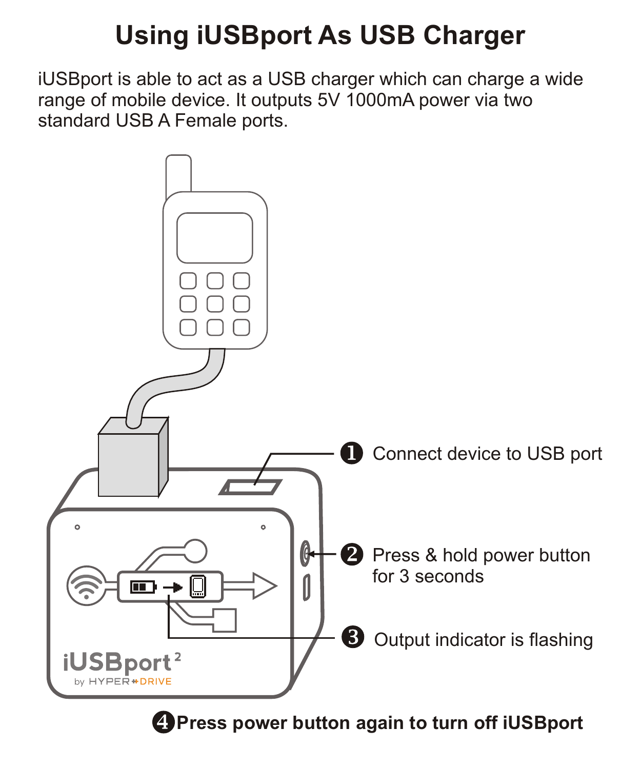# Using iUSBport As USB Charger

iUSBport is able to act as a USB charger which can charge a wide range of mobile device. It outputs 5V 1000mA power via two standard USB A Female ports.

1. Connect device to USB port
2. Press & hold power button for 3 seconds
3. Output indicator is flashing
4. **Press power button again to turn off iUSBport**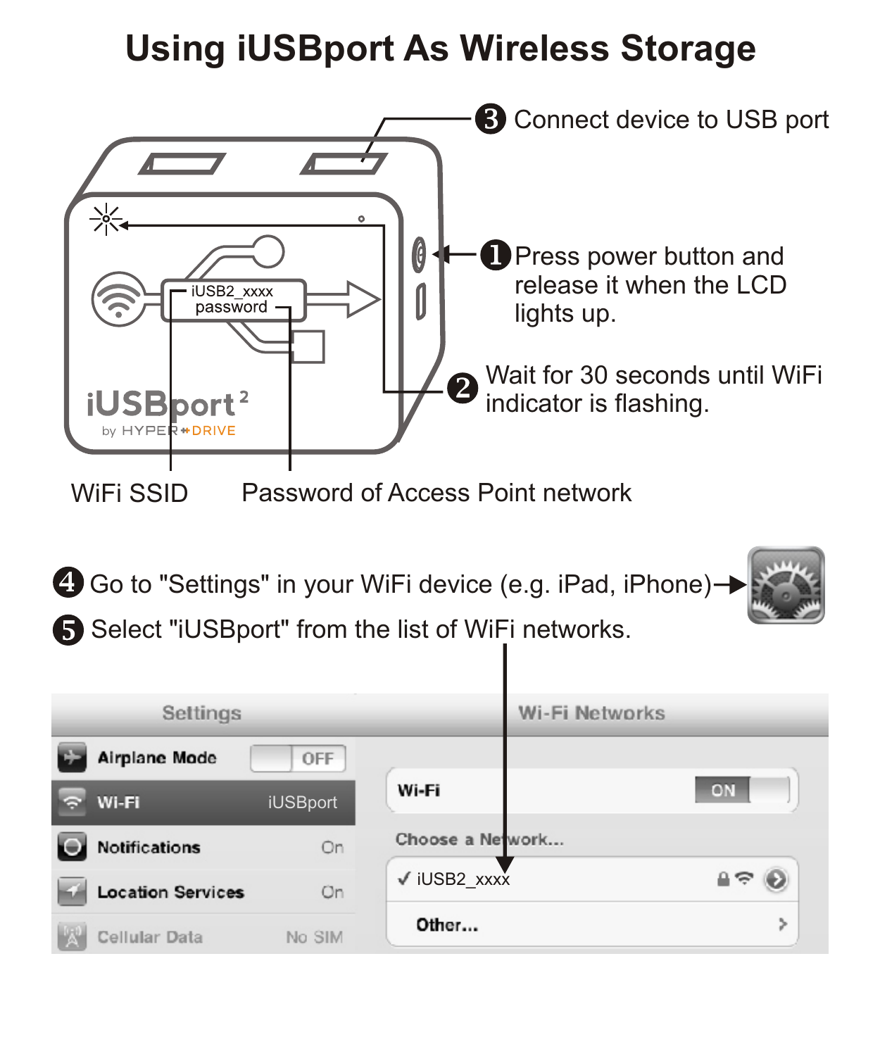# Using iUSBport As Wireless Storage

❸ Connect device to USB port

❶ Press power button and release it when the LCD lights up.

❷ Wait for 30 seconds until WiFi indicator is flashing.

iUSB2_xxxx
password

iUSBport²
by HYPER+DRIVE

WiFi SSID

Password of Access Point network

❹ Go to "Settings" in your WiFi device (e.g. iPad, iPhone)

❺ Select "iUSBport" from the list of WiFi networks.

| Settings | |
|---|---|
| Airplane Mode | OFF |
| Wi-Fi | iUSBport |
| Notifications | On |
| Location Services | On |
| Cellular Data | No SIM |

| Wi-Fi Networks | |
|---|---|
| Wi-Fi | ON |
| Choose a Network... | |
| ✓ iUSB2_xxxx | |
| Other... | |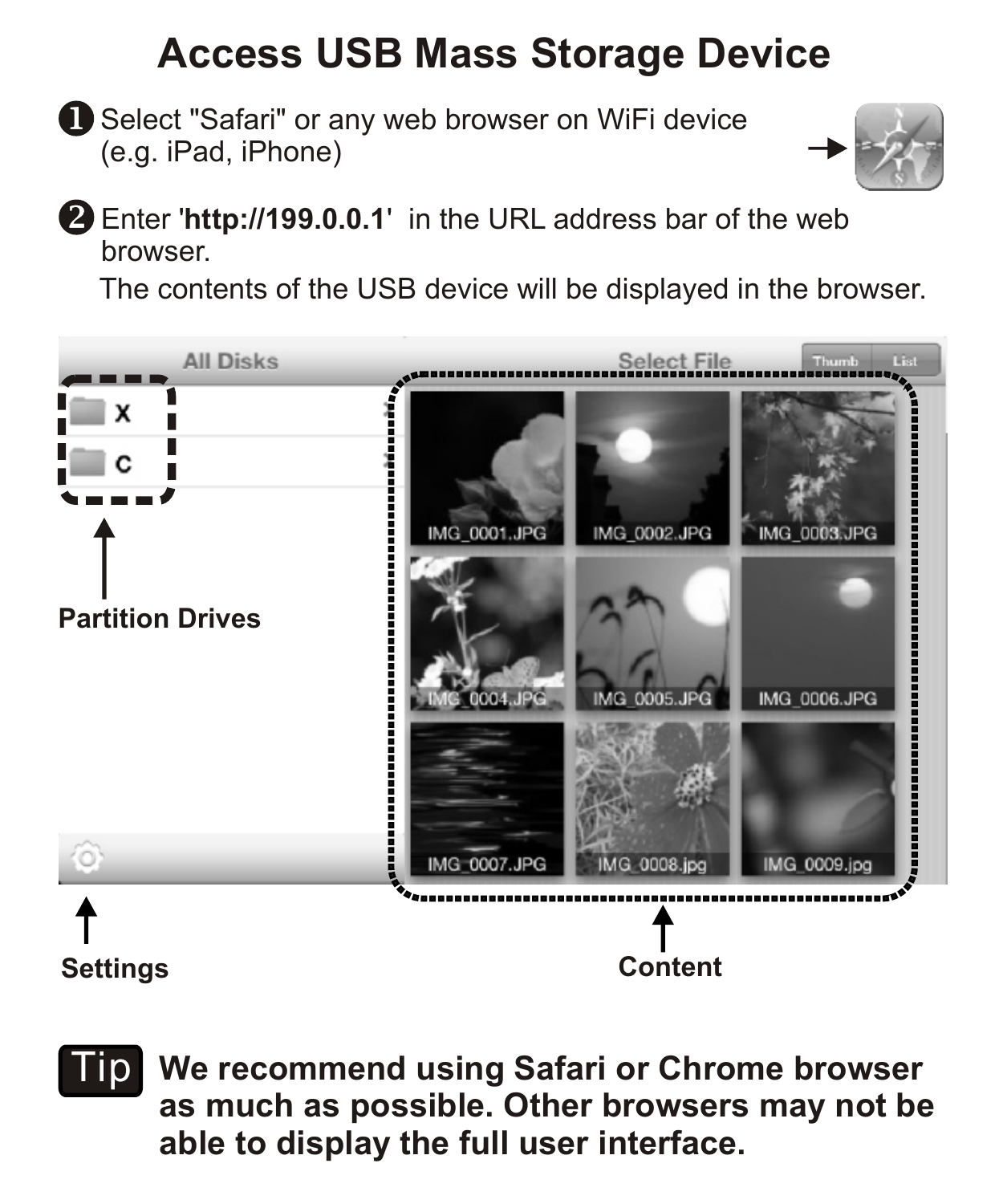# Access USB Mass Storage Device

❶ Select "Safari" or any web browser on WiFi device (e.g. iPad, iPhone)

❷ Enter '**http://199.0.0.1**' in the URL address bar of the web browser.
The contents of the USB device will be displayed in the browser.

Partition Drives

Settings

Content

**Tip** **We recommend using Safari or Chrome browser as much as possible. Other browsers may not be able to display the full user interface.**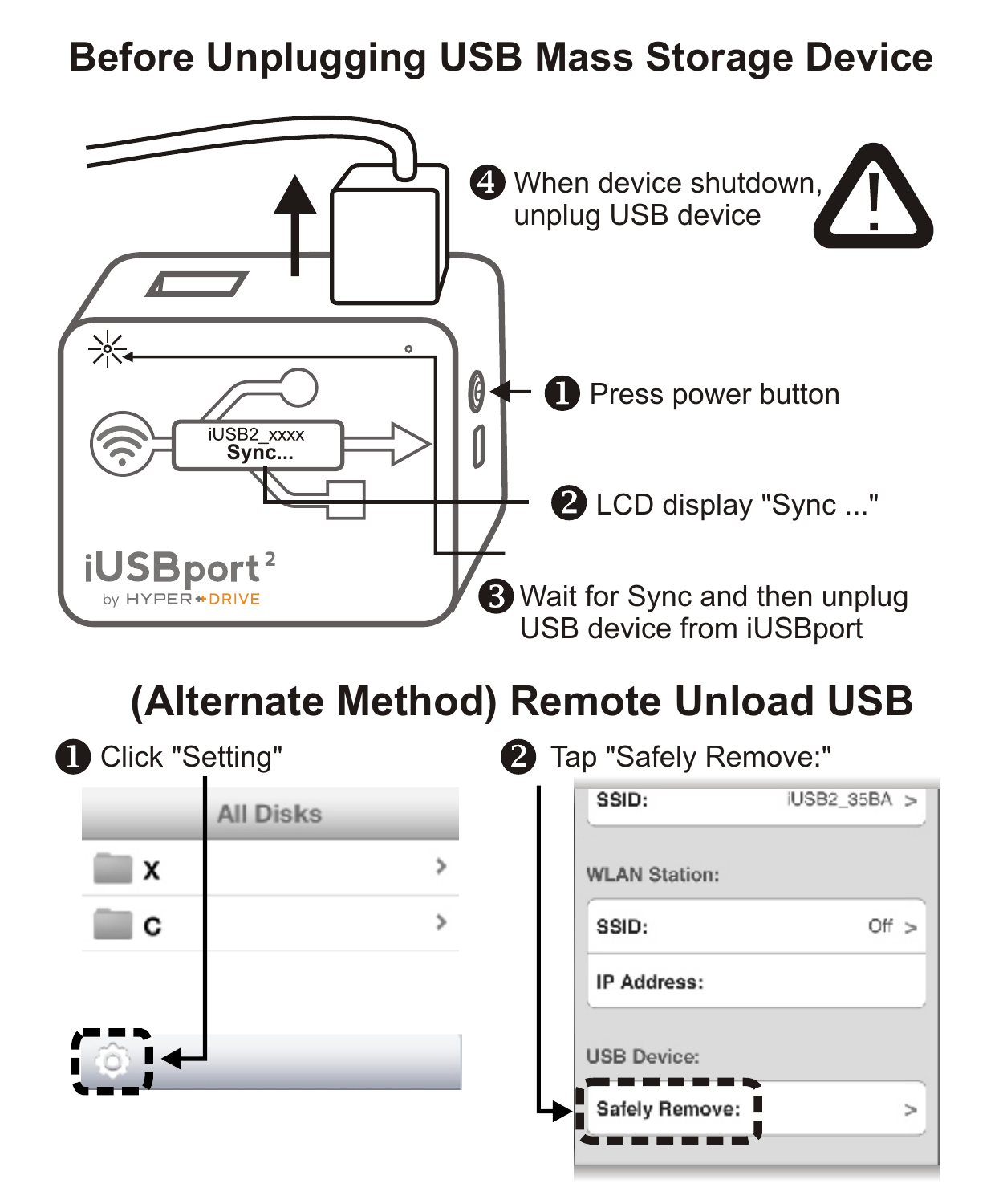# Before Unplugging USB Mass Storage Device

1. Press power button
2. LCD display "Sync ..."
3. Wait for Sync and then unplug USB device from iUSBport
4. When device shutdown, unplug USB device

iUSB2_xxxx
Sync...

iUSBport 2
by HYPER DRIVE

# (Alternate Method) Remote Unload USB

1. Click "Setting"
2. Tap "Safely Remove:"

All Disks
X
C

SSID: iUSB2_35BA >
WLAN Station:
SSID: Off >
IP Address:
USB Device:
Safely Remove: >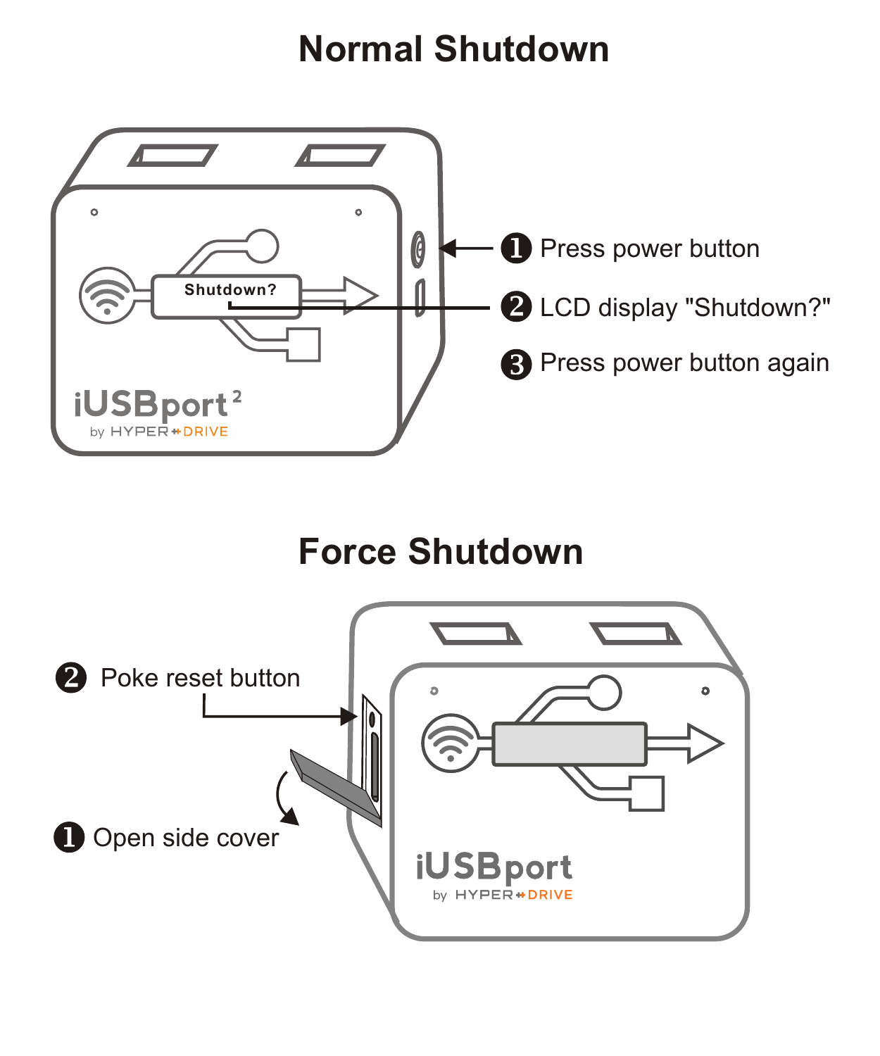# Normal Shutdown

1. Press power button
2. LCD display "Shutdown?"
3. Press power button again

# Force Shutdown

1. Open side cover
2. Poke reset button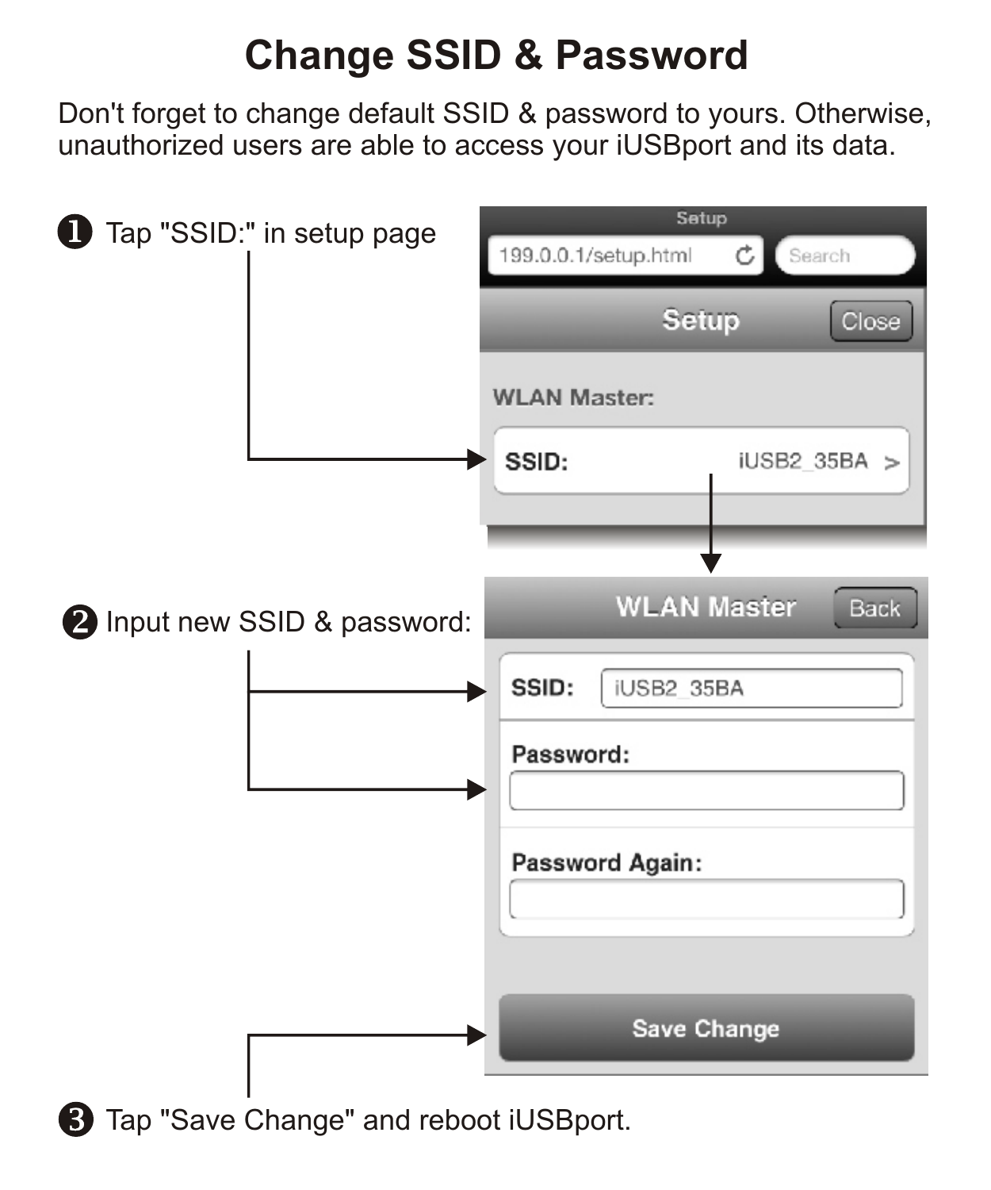# Change SSID & Password

Don't forget to change default SSID & password to yours. Otherwise, unauthorized users are able to access your iUSBport and its data.

❶ Tap "SSID:" in setup page

Setup

199.0.0.1/setup.html

Search

Setup Close

WLAN Master:

SSID: iUSB2_35BA >

❷ Input new SSID & password:

WLAN Master Back

SSID: iUSB2_35BA

Password:

Password Again:

Save Change

❸ Tap "Save Change" and reboot iUSBport.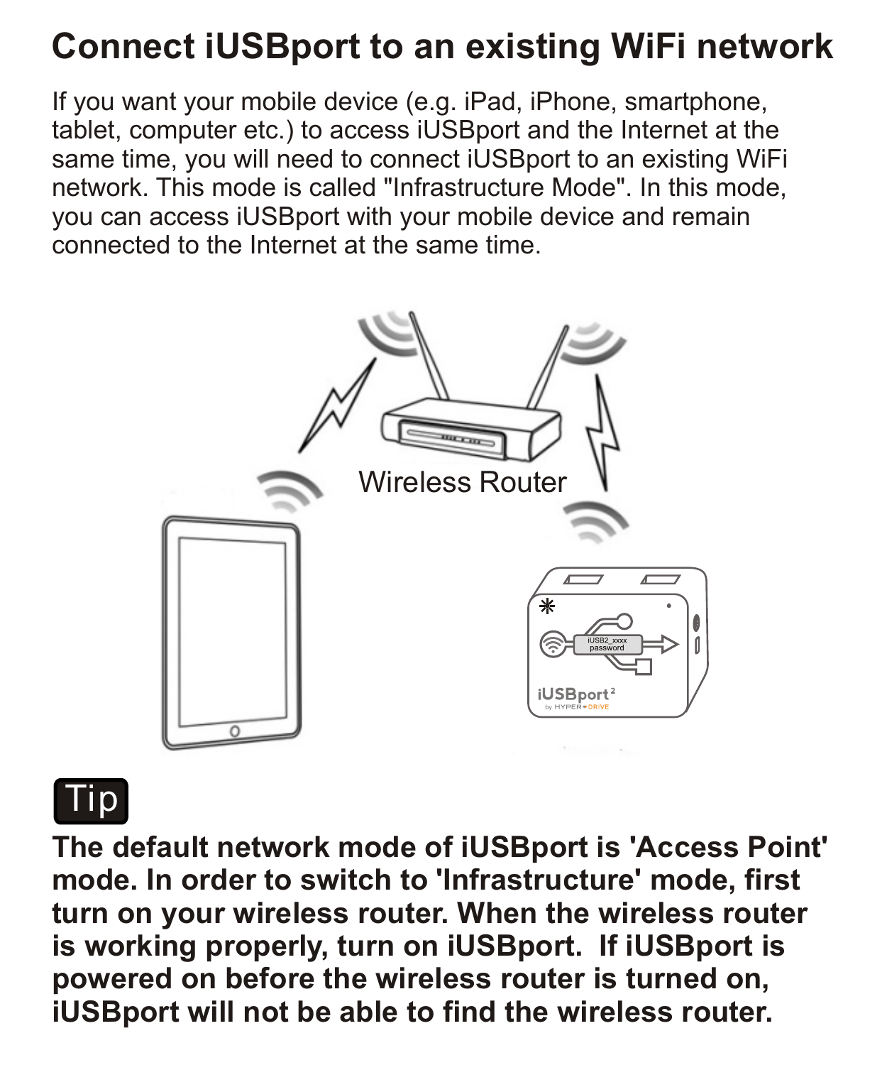# Connect iUSBport to an existing WiFi network

If you want your mobile device (e.g. iPad, iPhone, smartphone, tablet, computer etc.) to access iUSBport and the Internet at the same time, you will need to connect iUSBport to an existing WiFi network. This mode is called "Infrastructure Mode". In this mode, you can access iUSBport with your mobile device and remain connected to the Internet at the same time.

Wireless Router

**Tip**

**The default network mode of iUSBport is 'Access Point' mode. In order to switch to 'Infrastructure' mode, first turn on your wireless router. When the wireless router is working properly, turn on iUSBport. If iUSBport is powered on before the wireless router is turned on, iUSBport will not be able to find the wireless router.**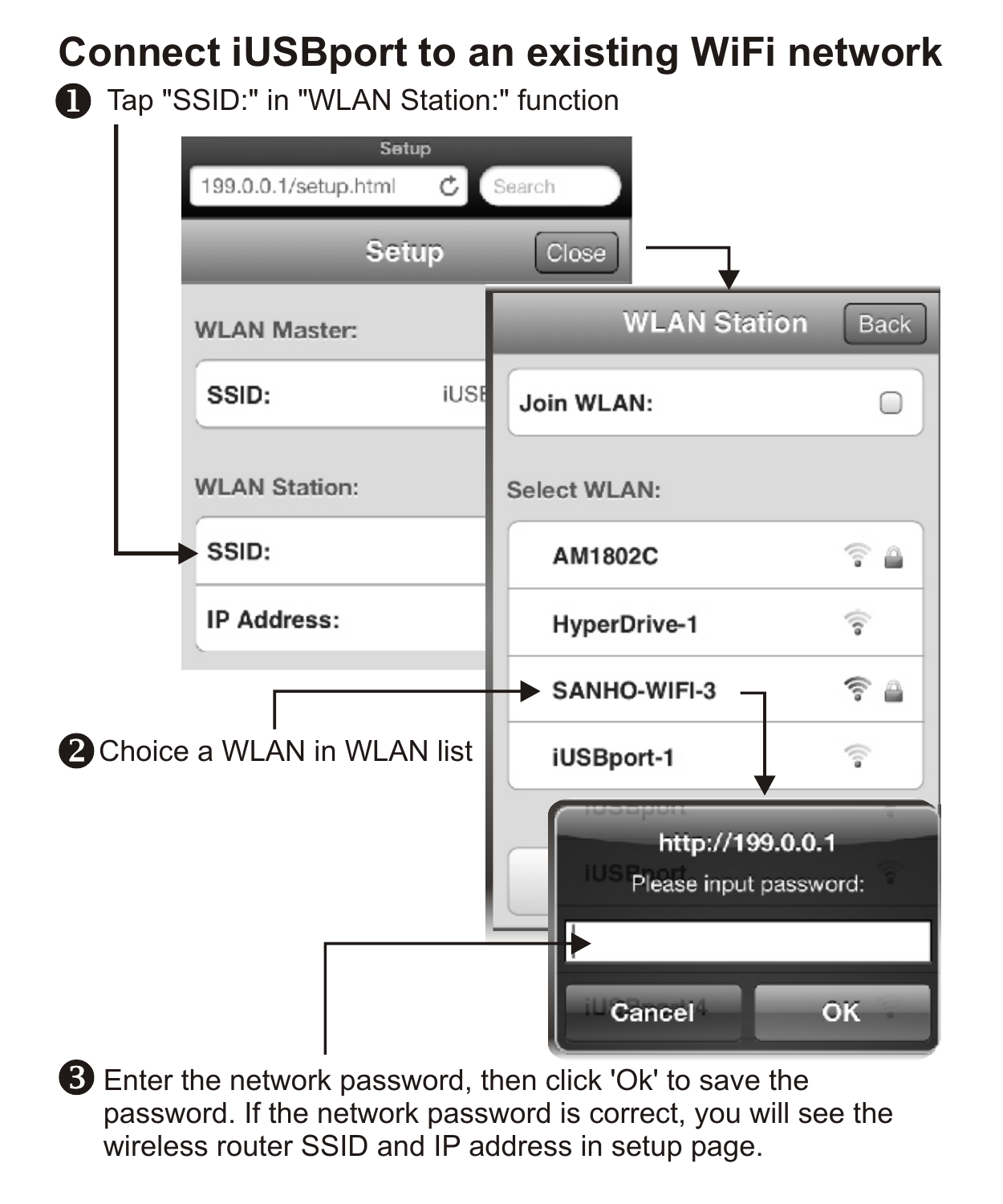# Connect iUSBport to an existing WiFi network

❶ Tap "SSID:" in "WLAN Station:" function

❷ Choice a WLAN in WLAN list

❸ Enter the network password, then click 'Ok' to save the password. If the network password is correct, you will see the wireless router SSID and IP address in setup page.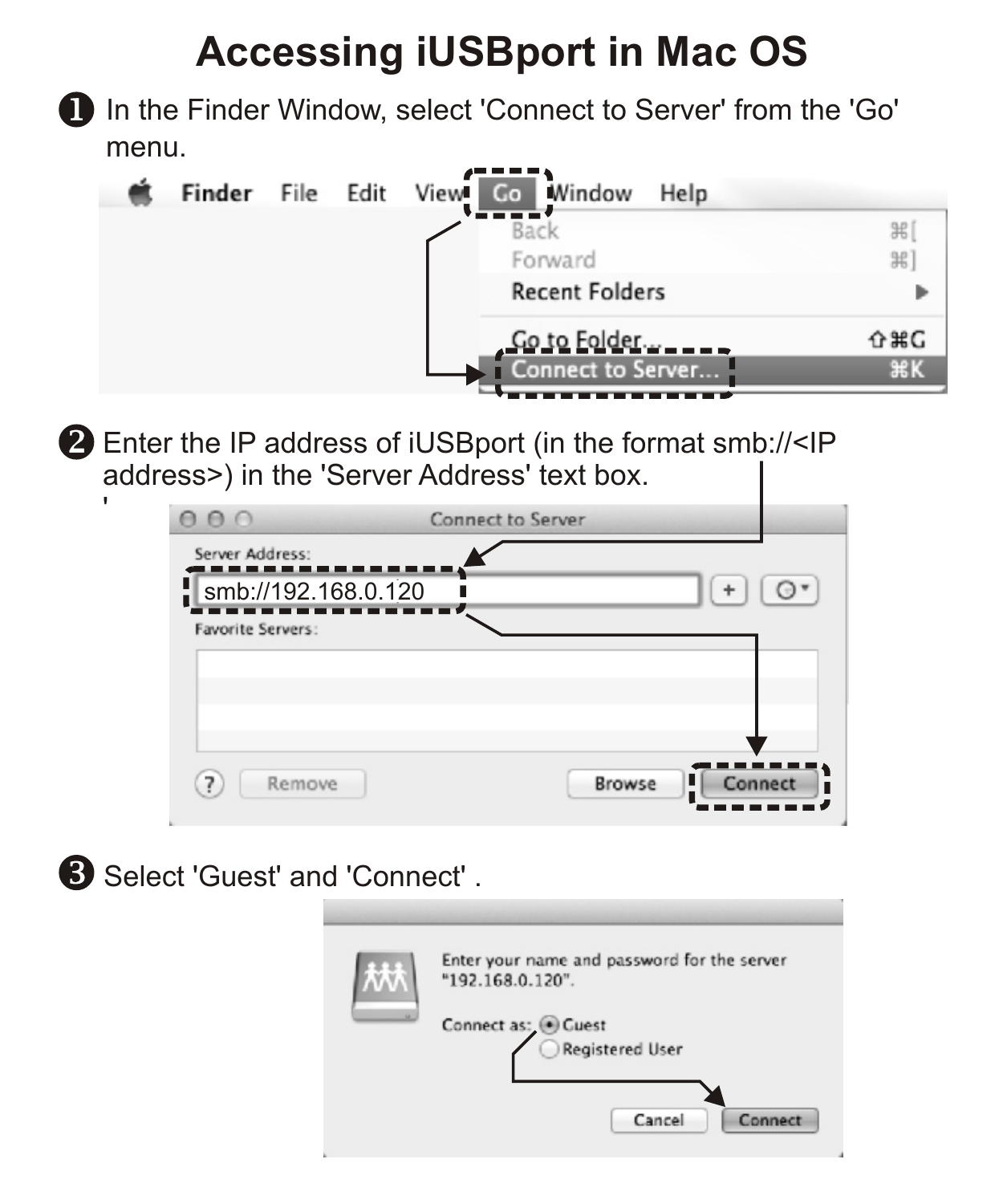# Accessing iUSBport in Mac OS

❶ In the Finder Window, select 'Connect to Server' from the 'Go' menu.

❷ Enter the IP address of iUSBport (in the format smb://<IP address>) in the 'Server Address' text box.

❸ Select 'Guest' and 'Connect' .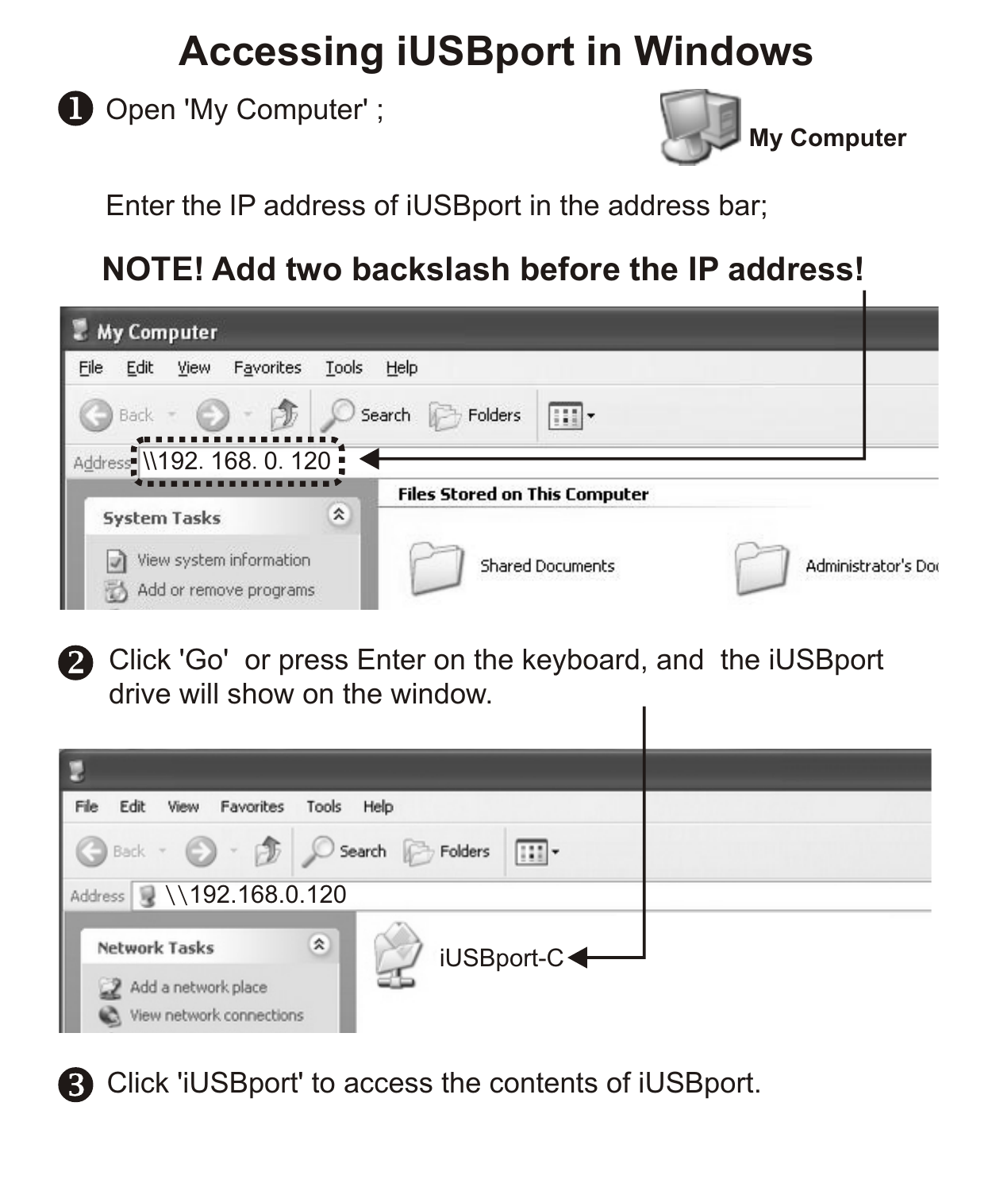# Accessing iUSBport in Windows

❶ Open 'My Computer' ;

My Computer

Enter the IP address of iUSBport in the address bar;

**NOTE! Add two backslash before the IP address!**

\\192. 168. 0. 120

❷ Click 'Go' or press Enter on the keyboard, and the iUSBport drive will show on the window.

\\192.168.0.120

iUSBport-C

❸ Click 'iUSBport' to access the contents of iUSBport.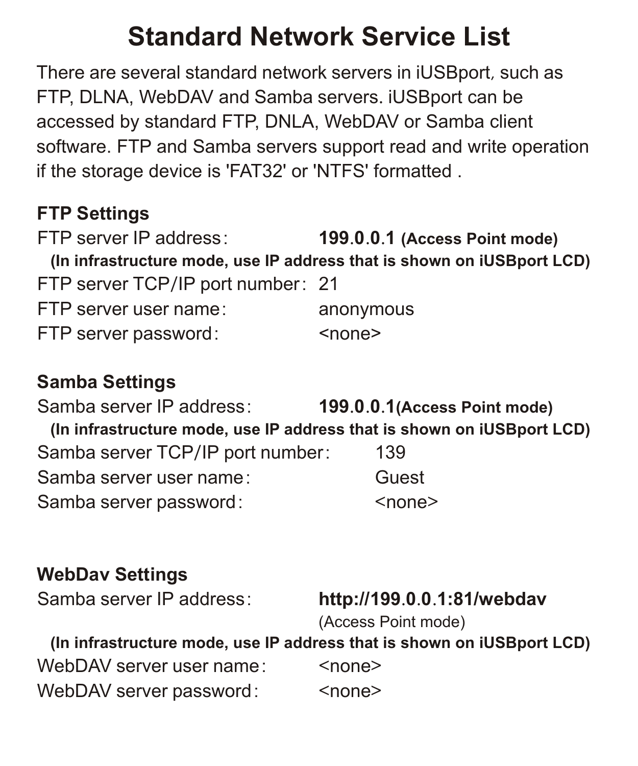# Standard Network Service List

There are several standard network servers in iUSBport, such as FTP, DLNA, WebDAV and Samba servers. iUSBport can be accessed by standard FTP, DNLA, WebDAV or Samba client software. FTP and Samba servers support read and write operation if the storage device is 'FAT32' or 'NTFS' formatted .

### FTP Settings

FTP server IP address: **199.0.0.1 (Access Point mode)**
**(In infrastructure mode, use IP address that is shown on iUSBport LCD)**
FTP server TCP/IP port number: 21
FTP server user name: anonymous
FTP server password: <none>

### Samba Settings

Samba server IP address: **199.0.0.1(Access Point mode)**
**(In infrastructure mode, use IP address that is shown on iUSBport LCD)**
Samba server TCP/IP port number: 139
Samba server user name: Guest
Samba server password: <none>

### WebDav Settings

Samba server IP address: **http://199.0.0.1:81/webdav**
(Access Point mode)
**(In infrastructure mode, use IP address that is shown on iUSBport LCD)**
WebDAV server user name: <none>
WebDAV server password: <none>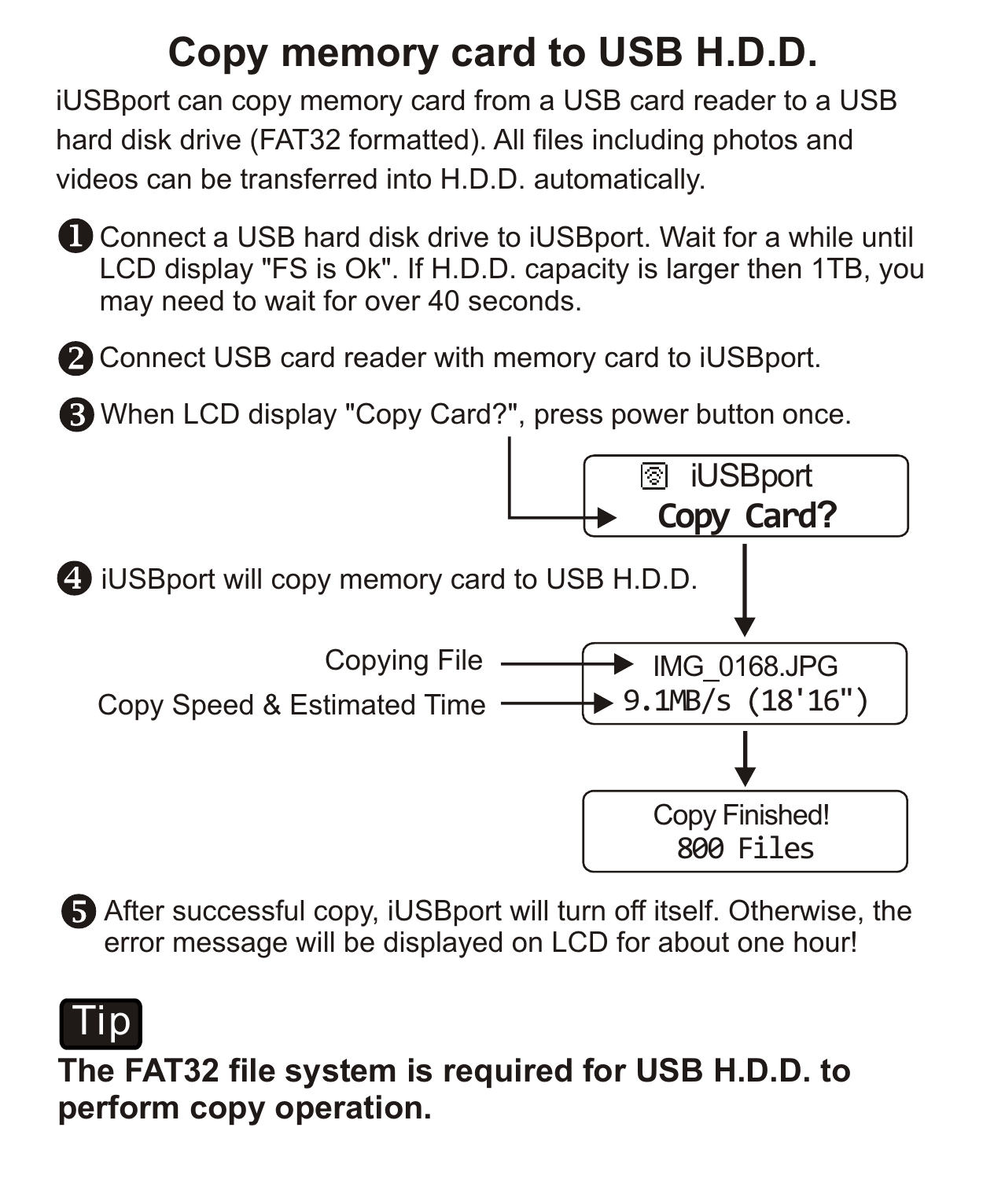# Copy memory card to USB H.D.D.

iUSBport can copy memory card from a USB card reader to a USB hard disk drive (FAT32 formatted). All files including photos and videos can be transferred into H.D.D. automatically.

1. Connect a USB hard disk drive to iUSBport. Wait for a while until LCD display "FS is Ok". If H.D.D. capacity is larger then 1TB, you may need to wait for over 40 seconds.
2. Connect USB card reader with memory card to iUSBport.
3. When LCD display "Copy Card?", press power button once.

   iUSBport
   **Copy Card?**

4. iUSBport will copy memory card to USB H.D.D.

   Copying File → IMG_0168.JPG
   Copy Speed & Estimated Time → 9.1MB/s (18'16")

   Copy Finished!
   800 Files

5. After successful copy, iUSBport will turn off itself. Otherwise, the error message will be displayed on LCD for about one hour!

**Tip**

**The FAT32 file system is required for USB H.D.D. to perform copy operation.**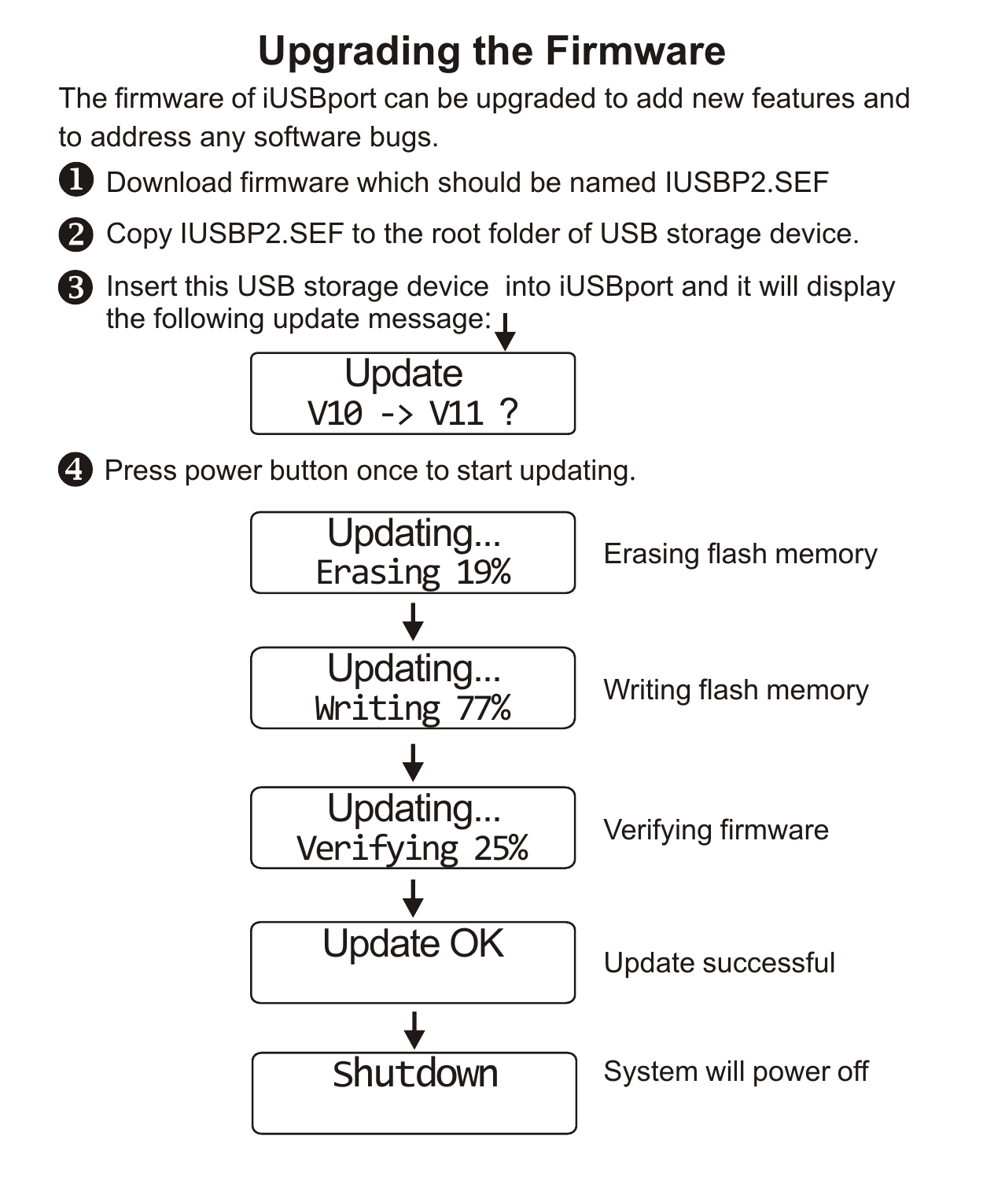# Upgrading the Firmware

The firmware of iUSBport can be upgraded to add new features and to address any software bugs.

1. Download firmware which should be named IUSBP2.SEF
2. Copy IUSBP2.SEF to the root folder of USB storage device.
3. Insert this USB storage device into iUSBport and it will display the following update message:

```
Update
V10 -> V11 ?
```

4. Press power button once to start updating.

```
Updating...
Erasing 19%
```

Erasing flash memory

↓

```
Updating...
Writing 77%
```

Writing flash memory

↓

```
Updating...
Verifying 25%
```

Verifying firmware

↓

```
Update OK
```

Update successful

↓

```
Shutdown
```

System will power off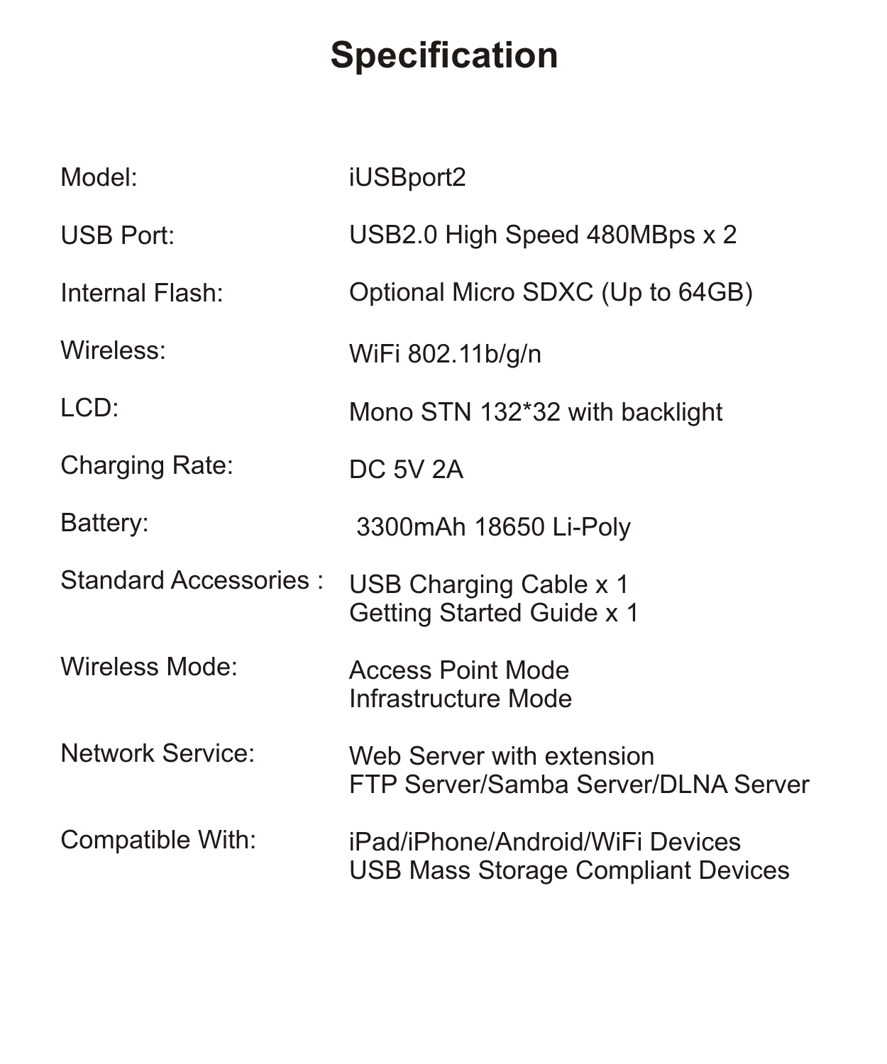# Specification

| | |
|---|---|
| Model: | iUSBport2 |
| USB Port: | USB2.0 High Speed 480MBps x 2 |
| Internal Flash: | Optional Micro SDXC (Up to 64GB) |
| Wireless: | WiFi 802.11b/g/n |
| LCD: | Mono STN 132*32 with backlight |
| Charging Rate: | DC 5V 2A |
| Battery: | 3300mAh 18650 Li-Poly |
| Standard Accessories : | USB Charging Cable x 1<br>Getting Started Guide x 1 |
| Wireless Mode: | Access Point Mode<br>Infrastructure Mode |
| Network Service: | Web Server with extension<br>FTP Server/Samba Server/DLNA Server |
| Compatible With: | iPad/iPhone/Android/WiFi Devices<br>USB Mass Storage Compliant Devices |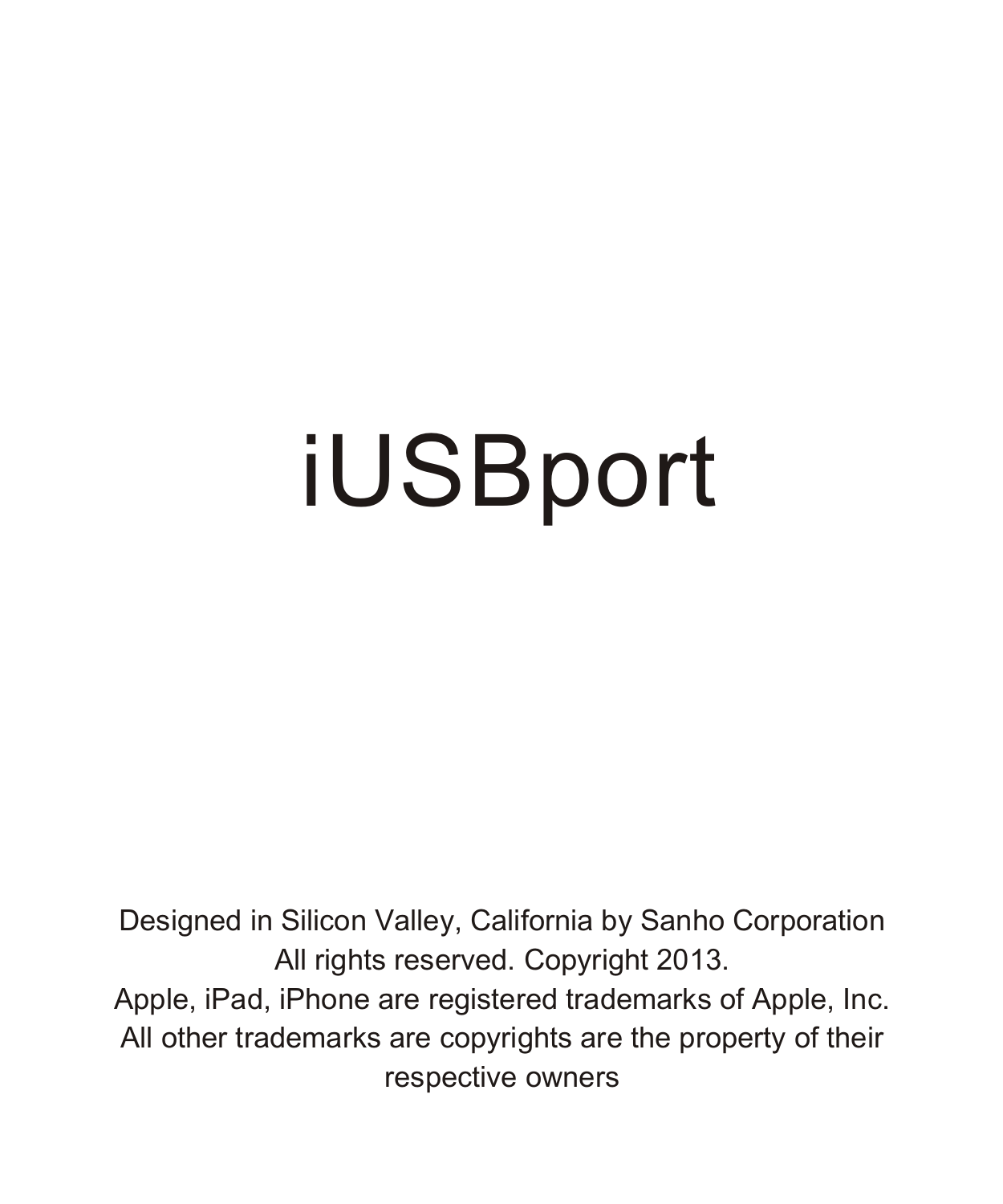# iUSBport

Designed in Silicon Valley, California by Sanho Corporation
All rights reserved. Copyright 2013.
Apple, iPad, iPhone are registered trademarks of Apple, Inc.
All other trademarks are copyrights are the property of their respective owners